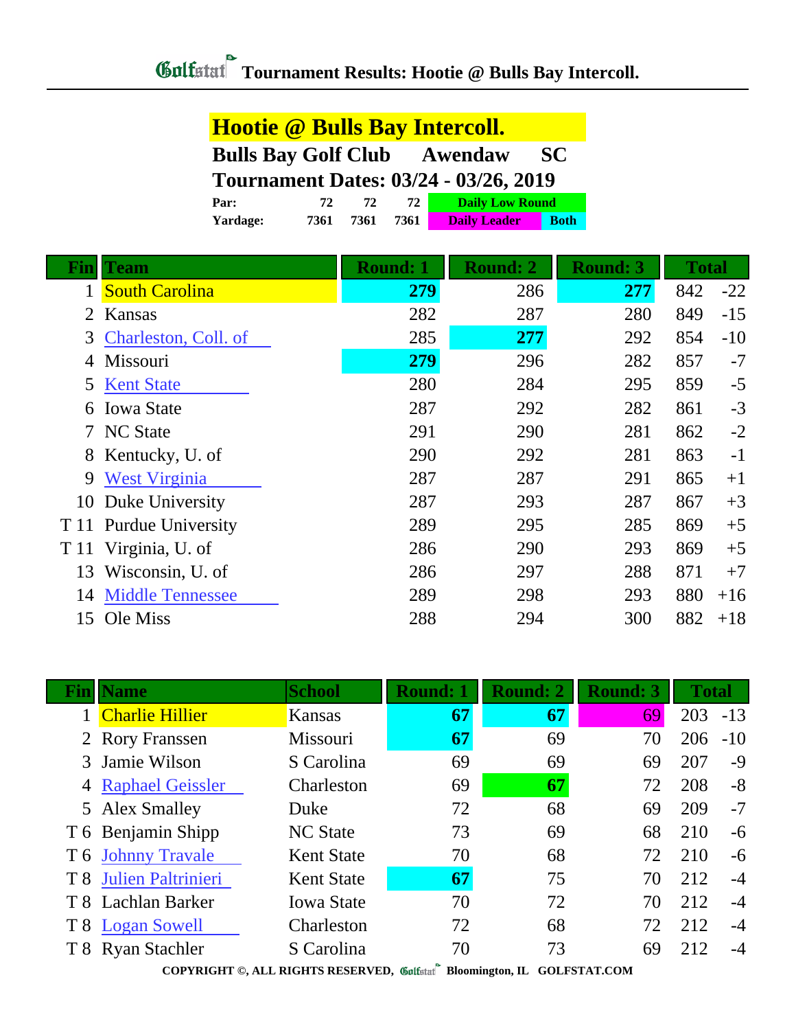# Golfstat Tournament Results: Hootie @ Bulls Bay Intercoll.

## Hootie @ Bulls Bay Intercoll.

**Bulls Bay Golf Club** **Awendaw** **SC**

**Tournament Dates: 03/24 - 03/26, 2019**

| | | | | |
|---|---|---|---|---|
| **Par:** | 72 | 72 | 72 | Daily Low Round |
| **Yardage:** | 7361 | 7361 | 7361 | Daily Leader / Both |

| Fin | Team | Round: 1 | Round: 2 | Round: 3 | Total | |
|---|---|---|---|---|---|---|
| 1 | South Carolina | **279** | 286 | **277** | 842 | -22 |
| 2 | Kansas | 282 | 287 | 280 | 849 | -15 |
| 3 | Charleston, Coll. of | 285 | **277** | 292 | 854 | -10 |
| 4 | Missouri | **279** | 296 | 282 | 857 | -7 |
| 5 | Kent State | 280 | 284 | 295 | 859 | -5 |
| 6 | Iowa State | 287 | 292 | 282 | 861 | -3 |
| 7 | NC State | 291 | 290 | 281 | 862 | -2 |
| 8 | Kentucky, U. of | 290 | 292 | 281 | 863 | -1 |
| 9 | West Virginia | 287 | 287 | 291 | 865 | +1 |
| 10 | Duke University | 287 | 293 | 287 | 867 | +3 |
| T 11 | Purdue University | 289 | 295 | 285 | 869 | +5 |
| T 11 | Virginia, U. of | 286 | 290 | 293 | 869 | +5 |
| 13 | Wisconsin, U. of | 286 | 297 | 288 | 871 | +7 |
| 14 | Middle Tennessee | 289 | 298 | 293 | 880 | +16 |
| 15 | Ole Miss | 288 | 294 | 300 | 882 | +18 |

| Fin | Name | School | Round: 1 | Round: 2 | Round: 3 | Total | |
|---|---|---|---|---|---|---|---|
| 1 | Charlie Hillier | Kansas | **67** | **67** | 69 | 203 | -13 |
| 2 | Rory Franssen | Missouri | **67** | 69 | 70 | 206 | -10 |
| 3 | Jamie Wilson | S Carolina | 69 | 69 | 69 | 207 | -9 |
| 4 | Raphael Geissler | Charleston | 69 | **67** | 72 | 208 | -8 |
| 5 | Alex Smalley | Duke | 72 | 68 | 69 | 209 | -7 |
| T 6 | Benjamin Shipp | NC State | 73 | 69 | 68 | 210 | -6 |
| T 6 | Johnny Travale | Kent State | 70 | 68 | 72 | 210 | -6 |
| T 8 | Julien Paltrinieri | Kent State | **67** | 75 | 70 | 212 | -4 |
| T 8 | Lachlan Barker | Iowa State | 70 | 72 | 70 | 212 | -4 |
| T 8 | Logan Sowell | Charleston | 72 | 68 | 72 | 212 | -4 |
| T 8 | Ryan Stachler | S Carolina | 70 | 73 | 69 | 212 | -4 |

COPYRIGHT ©, ALL RIGHTS RESERVED, Golfstat Bloomington, IL GOLFSTAT.COM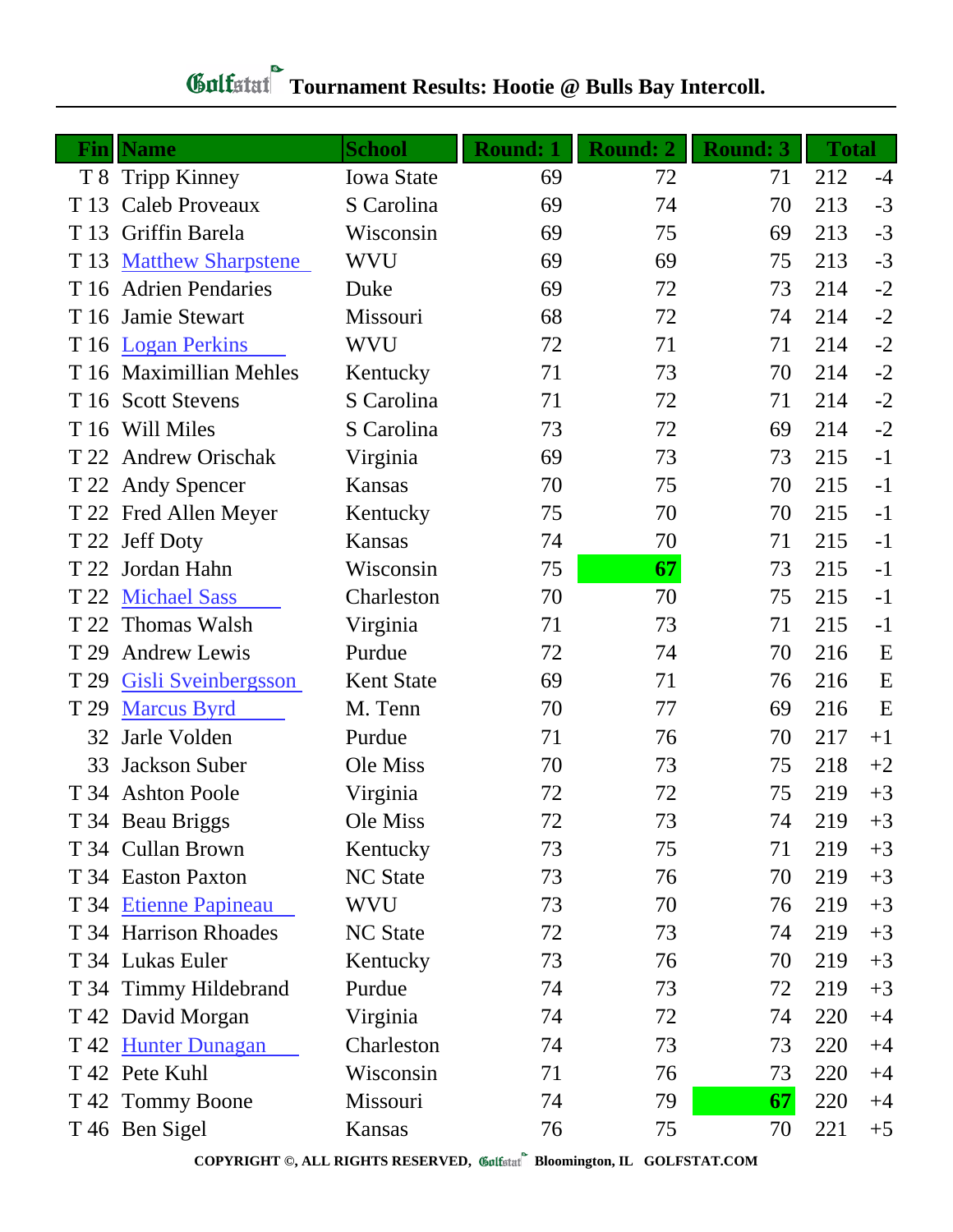# Golfstat Tournament Results: Hootie @ Bulls Bay Intercoll.

| Fin | Name | School | Round: 1 | Round: 2 | Round: 3 | Total | |
|---|---|---|---|---|---|---|---|
| T 8 | Tripp Kinney | Iowa State | 69 | 72 | 71 | 212 | -4 |
| T 13 | Caleb Proveaux | S Carolina | 69 | 74 | 70 | 213 | -3 |
| T 13 | Griffin Barela | Wisconsin | 69 | 75 | 69 | 213 | -3 |
| T 13 | Matthew Sharpstene | WVU | 69 | 69 | 75 | 213 | -3 |
| T 16 | Adrien Pendaries | Duke | 69 | 72 | 73 | 214 | -2 |
| T 16 | Jamie Stewart | Missouri | 68 | 72 | 74 | 214 | -2 |
| T 16 | Logan Perkins | WVU | 72 | 71 | 71 | 214 | -2 |
| T 16 | Maximillian Mehles | Kentucky | 71 | 73 | 70 | 214 | -2 |
| T 16 | Scott Stevens | S Carolina | 71 | 72 | 71 | 214 | -2 |
| T 16 | Will Miles | S Carolina | 73 | 72 | 69 | 214 | -2 |
| T 22 | Andrew Orischak | Virginia | 69 | 73 | 73 | 215 | -1 |
| T 22 | Andy Spencer | Kansas | 70 | 75 | 70 | 215 | -1 |
| T 22 | Fred Allen Meyer | Kentucky | 75 | 70 | 70 | 215 | -1 |
| T 22 | Jeff Doty | Kansas | 74 | 70 | 71 | 215 | -1 |
| T 22 | Jordan Hahn | Wisconsin | 75 | **67** | 73 | 215 | -1 |
| T 22 | Michael Sass | Charleston | 70 | 70 | 75 | 215 | -1 |
| T 22 | Thomas Walsh | Virginia | 71 | 73 | 71 | 215 | -1 |
| T 29 | Andrew Lewis | Purdue | 72 | 74 | 70 | 216 | E |
| T 29 | Gisli Sveinbergsson | Kent State | 69 | 71 | 76 | 216 | E |
| T 29 | Marcus Byrd | M. Tenn | 70 | 77 | 69 | 216 | E |
| 32 | Jarle Volden | Purdue | 71 | 76 | 70 | 217 | +1 |
| 33 | Jackson Suber | Ole Miss | 70 | 73 | 75 | 218 | +2 |
| T 34 | Ashton Poole | Virginia | 72 | 72 | 75 | 219 | +3 |
| T 34 | Beau Briggs | Ole Miss | 72 | 73 | 74 | 219 | +3 |
| T 34 | Cullan Brown | Kentucky | 73 | 75 | 71 | 219 | +3 |
| T 34 | Easton Paxton | NC State | 73 | 76 | 70 | 219 | +3 |
| T 34 | Etienne Papineau | WVU | 73 | 70 | 76 | 219 | +3 |
| T 34 | Harrison Rhoades | NC State | 72 | 73 | 74 | 219 | +3 |
| T 34 | Lukas Euler | Kentucky | 73 | 76 | 70 | 219 | +3 |
| T 34 | Timmy Hildebrand | Purdue | 74 | 73 | 72 | 219 | +3 |
| T 42 | David Morgan | Virginia | 74 | 72 | 74 | 220 | +4 |
| T 42 | Hunter Dunagan | Charleston | 74 | 73 | 73 | 220 | +4 |
| T 42 | Pete Kuhl | Wisconsin | 71 | 76 | 73 | 220 | +4 |
| T 42 | Tommy Boone | Missouri | 74 | 79 | **67** | 220 | +4 |
| T 46 | Ben Sigel | Kansas | 76 | 75 | 70 | 221 | +5 |

COPYRIGHT ©, ALL RIGHTS RESERVED, Golfstat Bloomington, IL GOLFSTAT.COM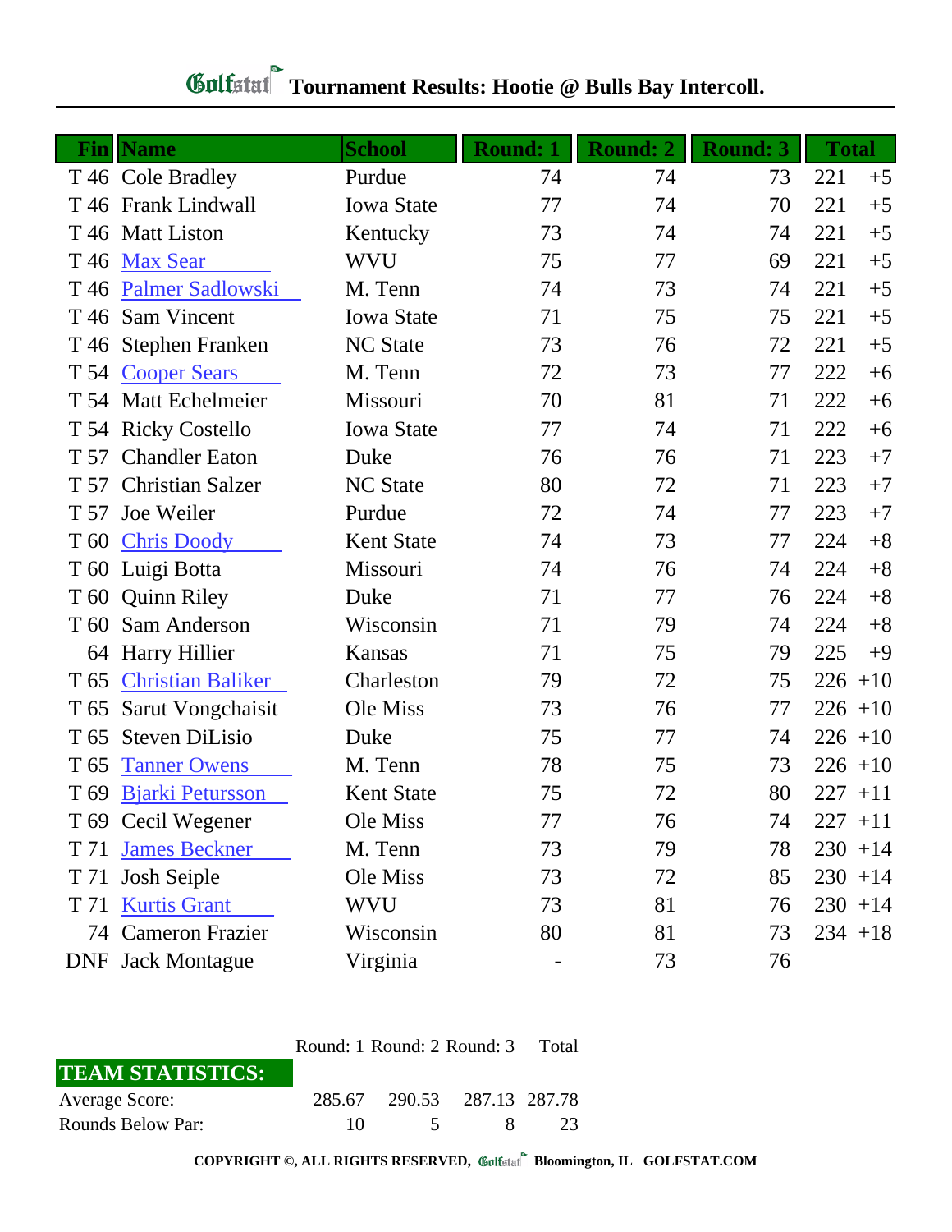# Golfstat Tournament Results: Hootie @ Bulls Bay Intercoll.

| Fin | Name | School | Round: 1 | Round: 2 | Round: 3 | Total | |
|---|---|---|---|---|---|---|---|
| T 46 | Cole Bradley | Purdue | 74 | 74 | 73 | 221 | +5 |
| T 46 | Frank Lindwall | Iowa State | 77 | 74 | 70 | 221 | +5 |
| T 46 | Matt Liston | Kentucky | 73 | 74 | 74 | 221 | +5 |
| T 46 | Max Sear | WVU | 75 | 77 | 69 | 221 | +5 |
| T 46 | Palmer Sadlowski | M. Tenn | 74 | 73 | 74 | 221 | +5 |
| T 46 | Sam Vincent | Iowa State | 71 | 75 | 75 | 221 | +5 |
| T 46 | Stephen Franken | NC State | 73 | 76 | 72 | 221 | +5 |
| T 54 | Cooper Sears | M. Tenn | 72 | 73 | 77 | 222 | +6 |
| T 54 | Matt Echelmeier | Missouri | 70 | 81 | 71 | 222 | +6 |
| T 54 | Ricky Costello | Iowa State | 77 | 74 | 71 | 222 | +6 |
| T 57 | Chandler Eaton | Duke | 76 | 76 | 71 | 223 | +7 |
| T 57 | Christian Salzer | NC State | 80 | 72 | 71 | 223 | +7 |
| T 57 | Joe Weiler | Purdue | 72 | 74 | 77 | 223 | +7 |
| T 60 | Chris Doody | Kent State | 74 | 73 | 77 | 224 | +8 |
| T 60 | Luigi Botta | Missouri | 74 | 76 | 74 | 224 | +8 |
| T 60 | Quinn Riley | Duke | 71 | 77 | 76 | 224 | +8 |
| T 60 | Sam Anderson | Wisconsin | 71 | 79 | 74 | 224 | +8 |
| 64 | Harry Hillier | Kansas | 71 | 75 | 79 | 225 | +9 |
| T 65 | Christian Baliker | Charleston | 79 | 72 | 75 | 226 | +10 |
| T 65 | Sarut Vongchaisit | Ole Miss | 73 | 76 | 77 | 226 | +10 |
| T 65 | Steven DiLisio | Duke | 75 | 77 | 74 | 226 | +10 |
| T 65 | Tanner Owens | M. Tenn | 78 | 75 | 73 | 226 | +10 |
| T 69 | Bjarki Petursson | Kent State | 75 | 72 | 80 | 227 | +11 |
| T 69 | Cecil Wegener | Ole Miss | 77 | 76 | 74 | 227 | +11 |
| T 71 | James Beckner | M. Tenn | 73 | 79 | 78 | 230 | +14 |
| T 71 | Josh Seiple | Ole Miss | 73 | 72 | 85 | 230 | +14 |
| T 71 | Kurtis Grant | WVU | 73 | 81 | 76 | 230 | +14 |
| 74 | Cameron Frazier | Wisconsin | 80 | 81 | 73 | 234 | +18 |
| DNF | Jack Montague | Virginia | - | 73 | 76 | | |

| TEAM STATISTICS: | Round: 1 | Round: 2 | Round: 3 | Total |
|---|---|---|---|---|
| Average Score: | 285.67 | 290.53 | 287.13 | 287.78 |
| Rounds Below Par: | 10 | 5 | 8 | 23 |

COPYRIGHT ©, ALL RIGHTS RESERVED, Golfstat Bloomington, IL GOLFSTAT.COM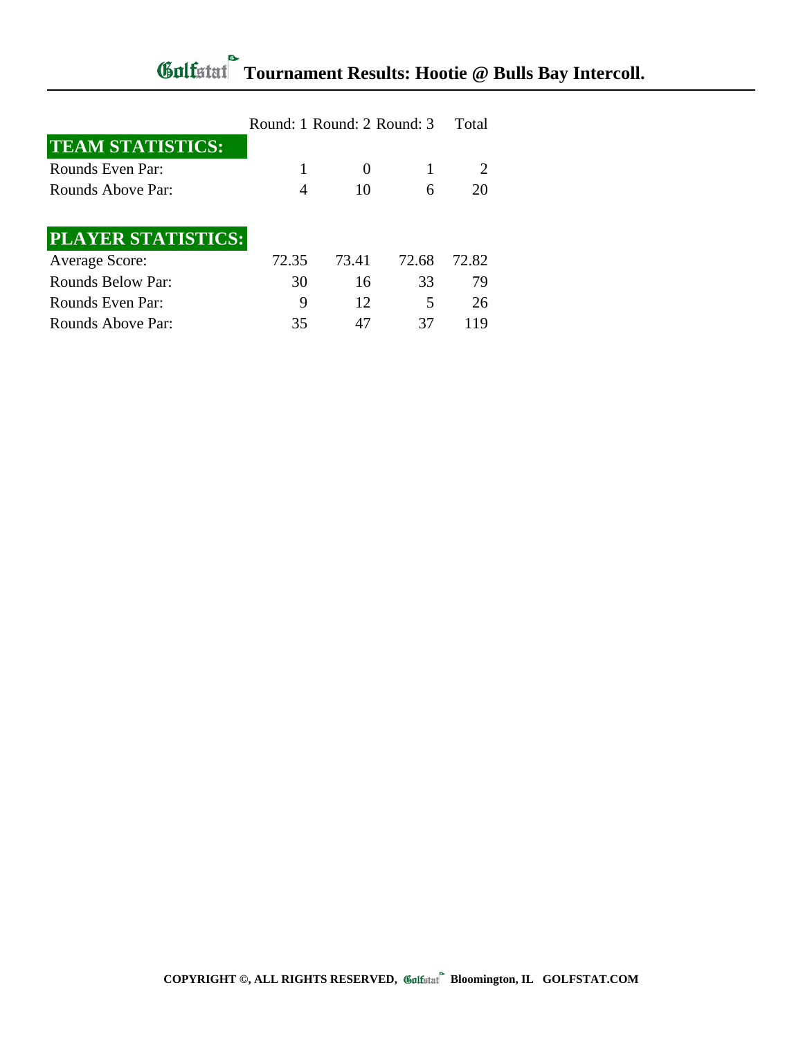# Golfstat Tournament Results: Hootie @ Bulls Bay Intercoll.

| | Round: 1 | Round: 2 | Round: 3 | Total |
|---|---|---|---|---|
| **TEAM STATISTICS:** | | | | |
| Rounds Even Par: | 1 | 0 | 1 | 2 |
| Rounds Above Par: | 4 | 10 | 6 | 20 |
| | | | | |
| **PLAYER STATISTICS:** | | | | |
| Average Score: | 72.35 | 73.41 | 72.68 | 72.82 |
| Rounds Below Par: | 30 | 16 | 33 | 79 |
| Rounds Even Par: | 9 | 12 | 5 | 26 |
| Rounds Above Par: | 35 | 47 | 37 | 119 |

**COPYRIGHT ©, ALL RIGHTS RESERVED, Golfstat Bloomington, IL GOLFSTAT.COM**